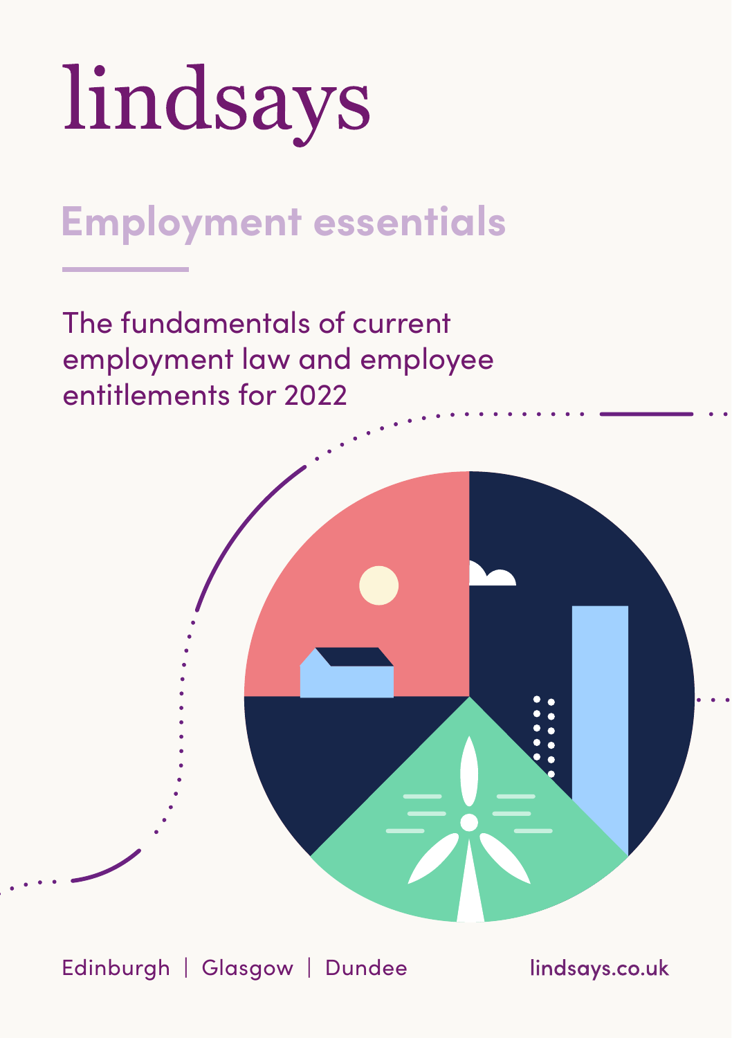# lindsays

## Employment essentials

The fundamentals of current employment law and employee entitlements for 2022

Edinburgh | Glasgow | Dundee

lindsays.co.uk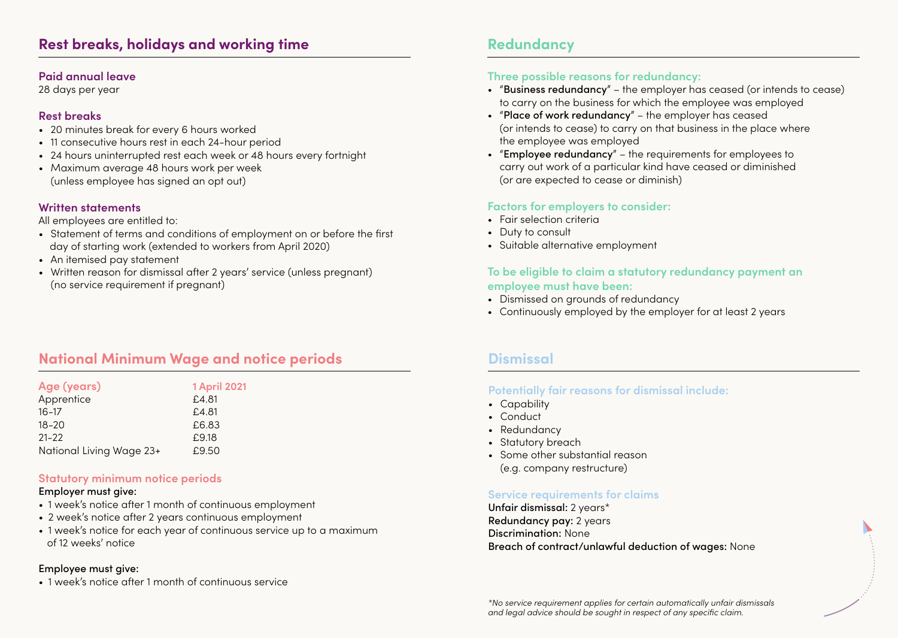## Rest breaks, holidays and working time

### Paid annual leave

28 days per year

### Rest breaks

- 20 minutes break for every 6 hours worked
- 11 consecutive hours rest in each 24-hour period
- 24 hours uninterrupted rest each week or 48 hours every fortnight
- Maximum average 48 hours work per week (unless employee has signed an opt out)

### Written statements

All employees are entitled to:

- Statement of terms and conditions of employment on or before the first day of starting work (extended to workers from April 2020)
- An itemised pay statement
- Written reason for dismissal after 2 years' service (unless pregnant) (no service requirement if pregnant)

## National Minimum Wage and notice periods

| Age (years) | 1 April 2021 |
| --- | --- |
| Apprentice | £4.81 |
| 16–17 | £4.81 |
| 18–20 | £6.83 |
| 21–22 | £9.18 |
| National Living Wage 23+ | £9.50 |

### Statutory minimum notice periods

**Employer must give:**

- 1 week's notice after 1 month of continuous employment
- 2 week's notice after 2 years continuous employment
- 1 week's notice for each year of continuous service up to a maximum of 12 weeks' notice

**Employee must give:**

- 1 week's notice after 1 month of continuous service

## Redundancy

### Three possible reasons for redundancy:

- "**Business redundancy**" – the employer has ceased (or intends to cease) to carry on the business for which the employee was employed
- "**Place of work redundancy**" – the employer has ceased (or intends to cease) to carry on that business in the place where the employee was employed
- "**Employee redundancy**" – the requirements for employees to carry out work of a particular kind have ceased or diminished (or are expected to cease or diminish)

### Factors for employers to consider:

- Fair selection criteria
- Duty to consult
- Suitable alternative employment

### To be eligible to claim a statutory redundancy payment an employee must have been:

- Dismissed on grounds of redundancy
- Continuously employed by the employer for at least 2 years

## Dismissal

### Potentially fair reasons for dismissal include:

- Capability
- Conduct
- Redundancy
- Statutory breach
- Some other substantial reason (e.g. company restructure)

### Service requirements for claims

**Unfair dismissal:** 2 years*
**Redundancy pay:** 2 years
**Discrimination:** None
**Breach of contract/unlawful deduction of wages:** None

*\*No service requirement applies for certain automatically unfair dismissals and legal advice should be sought in respect of any specific claim.*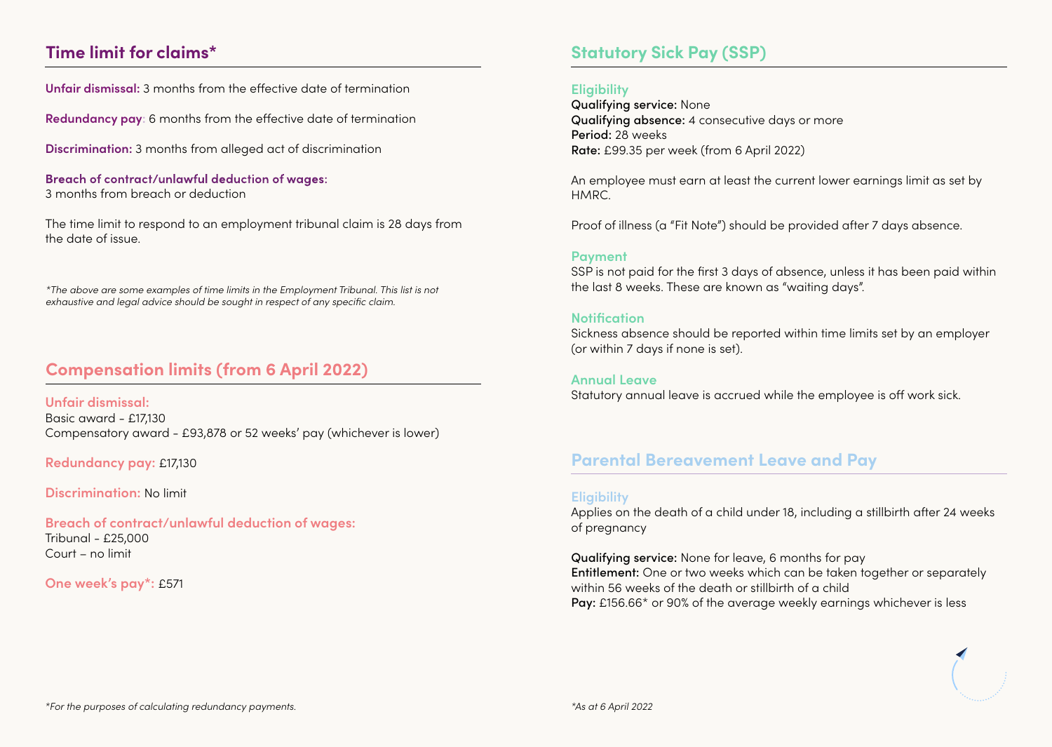## Time limit for claims*

**Unfair dismissal:** 3 months from the effective date of termination

**Redundancy pay**: 6 months from the effective date of termination

**Discrimination:** 3 months from alleged act of discrimination

**Breach of contract/unlawful deduction of wages:**
3 months from breach or deduction

The time limit to respond to an employment tribunal claim is 28 days from the date of issue.

*\*The above are some examples of time limits in the Employment Tribunal. This list is not exhaustive and legal advice should be sought in respect of any specific claim.*

## Compensation limits (from 6 April 2022)

**Unfair dismissal:**
Basic award - £17,130
Compensatory award - £93,878 or 52 weeks' pay (whichever is lower)

**Redundancy pay:** £17,130

**Discrimination:** No limit

**Breach of contract/unlawful deduction of wages:**
Tribunal - £25,000
Court – no limit

**One week's pay*:** £571

*\*For the purposes of calculating redundancy payments.*

## Statutory Sick Pay (SSP)

### Eligibility

**Qualifying service:** None
**Qualifying absence:** 4 consecutive days or more
**Period:** 28 weeks
**Rate:** £99.35 per week (from 6 April 2022)

An employee must earn at least the current lower earnings limit as set by HMRC.

Proof of illness (a "Fit Note") should be provided after 7 days absence.

### Payment

SSP is not paid for the first 3 days of absence, unless it has been paid within the last 8 weeks. These are known as "waiting days".

### Notification

Sickness absence should be reported within time limits set by an employer (or within 7 days if none is set).

### Annual Leave

Statutory annual leave is accrued while the employee is off work sick.

## Parental Bereavement Leave and Pay

### Eligibility

Applies on the death of a child under 18, including a stillbirth after 24 weeks of pregnancy

**Qualifying service:** None for leave, 6 months for pay
**Entitlement:** One or two weeks which can be taken together or separately within 56 weeks of the death or stillbirth of a child
**Pay:** £156.66* or 90% of the average weekly earnings whichever is less

*\*As at 6 April 2022*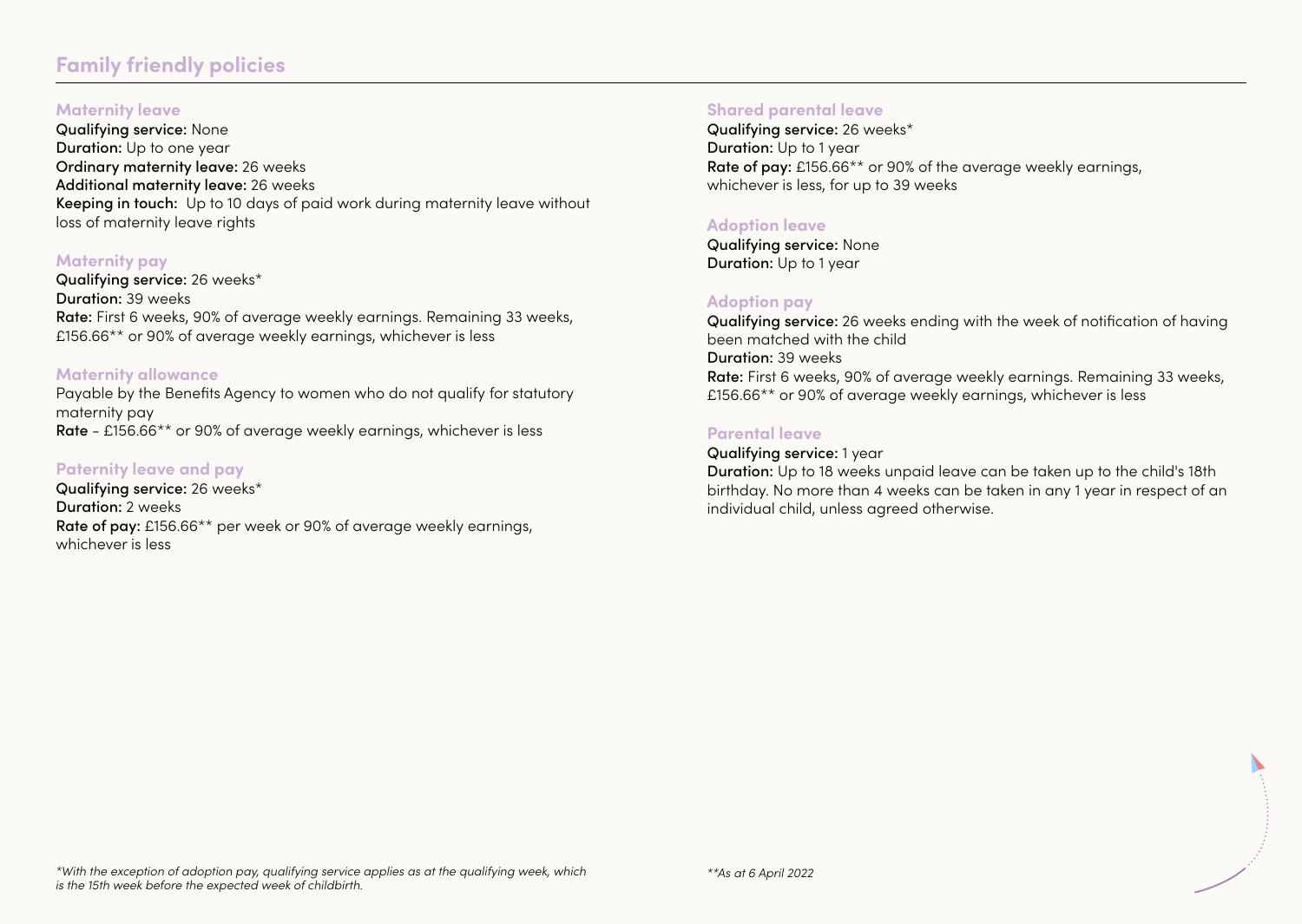# Family friendly policies

## Maternity leave

**Qualifying service:** None
**Duration:** Up to one year
**Ordinary maternity leave:** 26 weeks
**Additional maternity leave:** 26 weeks
**Keeping in touch:** Up to 10 days of paid work during maternity leave without loss of maternity leave rights

## Maternity pay

**Qualifying service:** 26 weeks*
**Duration:** 39 weeks
**Rate:** First 6 weeks, 90% of average weekly earnings. Remaining 33 weeks, £156.66** or 90% of average weekly earnings, whichever is less

## Maternity allowance

Payable by the Benefits Agency to women who do not qualify for statutory maternity pay
**Rate** - £156.66** or 90% of average weekly earnings, whichever is less

## Paternity leave and pay

**Qualifying service:** 26 weeks*
**Duration:** 2 weeks
**Rate of pay:** £156.66** per week or 90% of average weekly earnings, whichever is less

## Shared parental leave

**Qualifying service:** 26 weeks*
**Duration:** Up to 1 year
**Rate of pay:** £156.66** or 90% of the average weekly earnings, whichever is less, for up to 39 weeks

## Adoption leave

**Qualifying service:** None
**Duration:** Up to 1 year

## Adoption pay

**Qualifying service:** 26 weeks ending with the week of notification of having been matched with the child
**Duration:** 39 weeks
**Rate:** First 6 weeks, 90% of average weekly earnings. Remaining 33 weeks, £156.66** or 90% of average weekly earnings, whichever is less

## Parental leave

**Qualifying service:** 1 year
**Duration:** Up to 18 weeks unpaid leave can be taken up to the child's 18th birthday. No more than 4 weeks can be taken in any 1 year in respect of an individual child, unless agreed otherwise.

*\*With the exception of adoption pay, qualifying service applies as at the qualifying week, which is the 15th week before the expected week of childbirth.*

*\*\*As at 6 April 2022*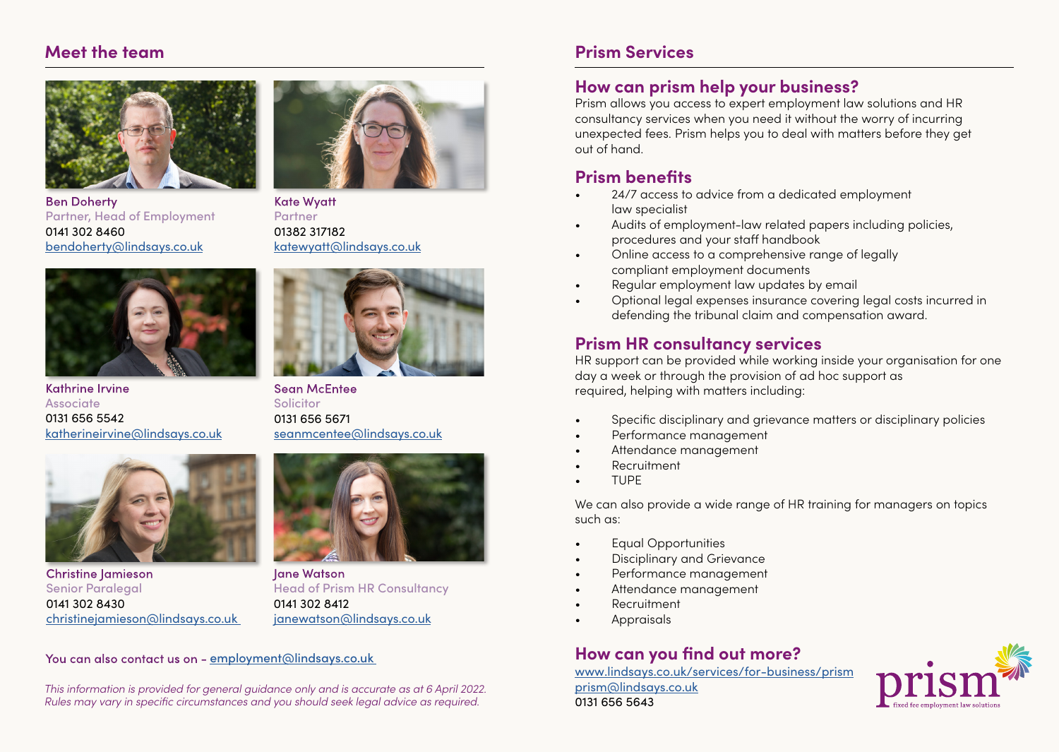## Meet the team

**Ben Doherty**
Partner, Head of Employment
0141 302 8460
bendoherty@lindsays.co.uk

**Kate Wyatt**
Partner
01382 317182
katewyatt@lindsays.co.uk

**Kathrine Irvine**
Associate
0131 656 5542
katherineirvine@lindsays.co.uk

**Sean McEntee**
Solicitor
0131 656 5671
seanmcentee@lindsays.co.uk

**Christine Jamieson**
Senior Paralegal
0141 302 8430
christinejamieson@lindsays.co.uk

**Jane Watson**
Head of Prism HR Consultancy
0141 302 8412
janewatson@lindsays.co.uk

You can also contact us on - employment@lindsays.co.uk

*This information is provided for general guidance only and is accurate as at 6 April 2022. Rules may vary in specific circumstances and you should seek legal advice as required.*

## Prism Services

### How can prism help your business?

Prism allows you access to expert employment law solutions and HR consultancy services when you need it without the worry of incurring unexpected fees. Prism helps you to deal with matters before they get out of hand.

### Prism benefits

- 24/7 access to advice from a dedicated employment law specialist
- Audits of employment-law related papers including policies, procedures and your staff handbook
- Online access to a comprehensive range of legally compliant employment documents
- Regular employment law updates by email
- Optional legal expenses insurance covering legal costs incurred in defending the tribunal claim and compensation award.

### Prism HR consultancy services

HR support can be provided while working inside your organisation for one day a week or through the provision of ad hoc support as required, helping with matters including:

- Specific disciplinary and grievance matters or disciplinary policies
- Performance management
- Attendance management
- Recruitment
- TUPE

We can also provide a wide range of HR training for managers on topics such as:

- Equal Opportunities
- Disciplinary and Grievance
- Performance management
- Attendance management
- Recruitment
- Appraisals

### How can you find out more?

www.lindsays.co.uk/services/for-business/prism
prism@lindsays.co.uk
0131 656 5643

prism
fixed fee employment law solutions